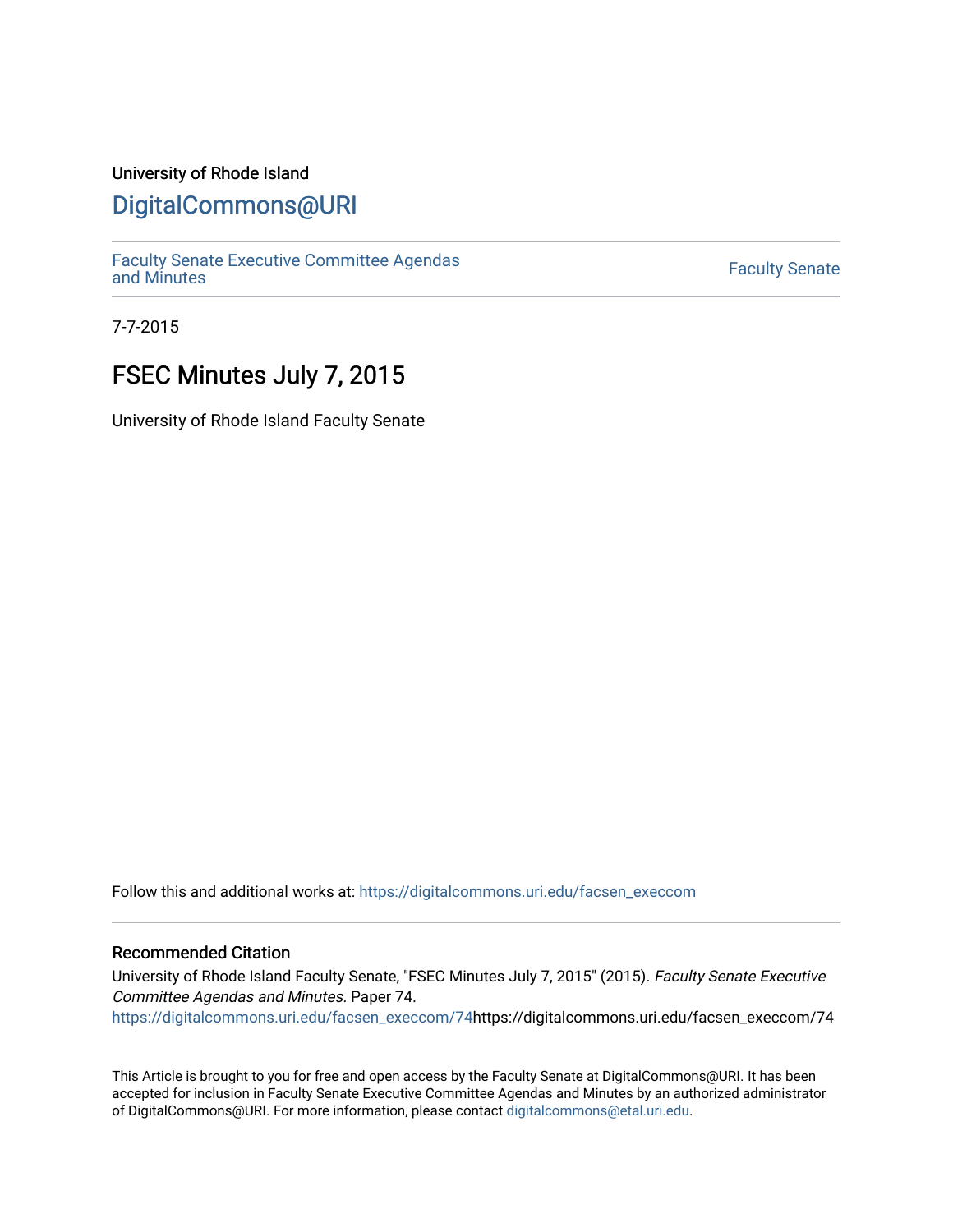University of Rhode Island

# DigitalCommons@URI

Faculty Senate Executive Committee Agendas and Minutes

Faculty Senate

7-7-2015

## FSEC Minutes July 7, 2015

University of Rhode Island Faculty Senate

Follow this and additional works at: https://digitalcommons.uri.edu/facsen_execcom

### Recommended Citation

University of Rhode Island Faculty Senate, "FSEC Minutes July 7, 2015" (2015). *Faculty Senate Executive Committee Agendas and Minutes*. Paper 74.
https://digitalcommons.uri.edu/facsen_execcom/74https://digitalcommons.uri.edu/facsen_execcom/74

This Article is brought to you for free and open access by the Faculty Senate at DigitalCommons@URI. It has been accepted for inclusion in Faculty Senate Executive Committee Agendas and Minutes by an authorized administrator of DigitalCommons@URI. For more information, please contact digitalcommons@etal.uri.edu.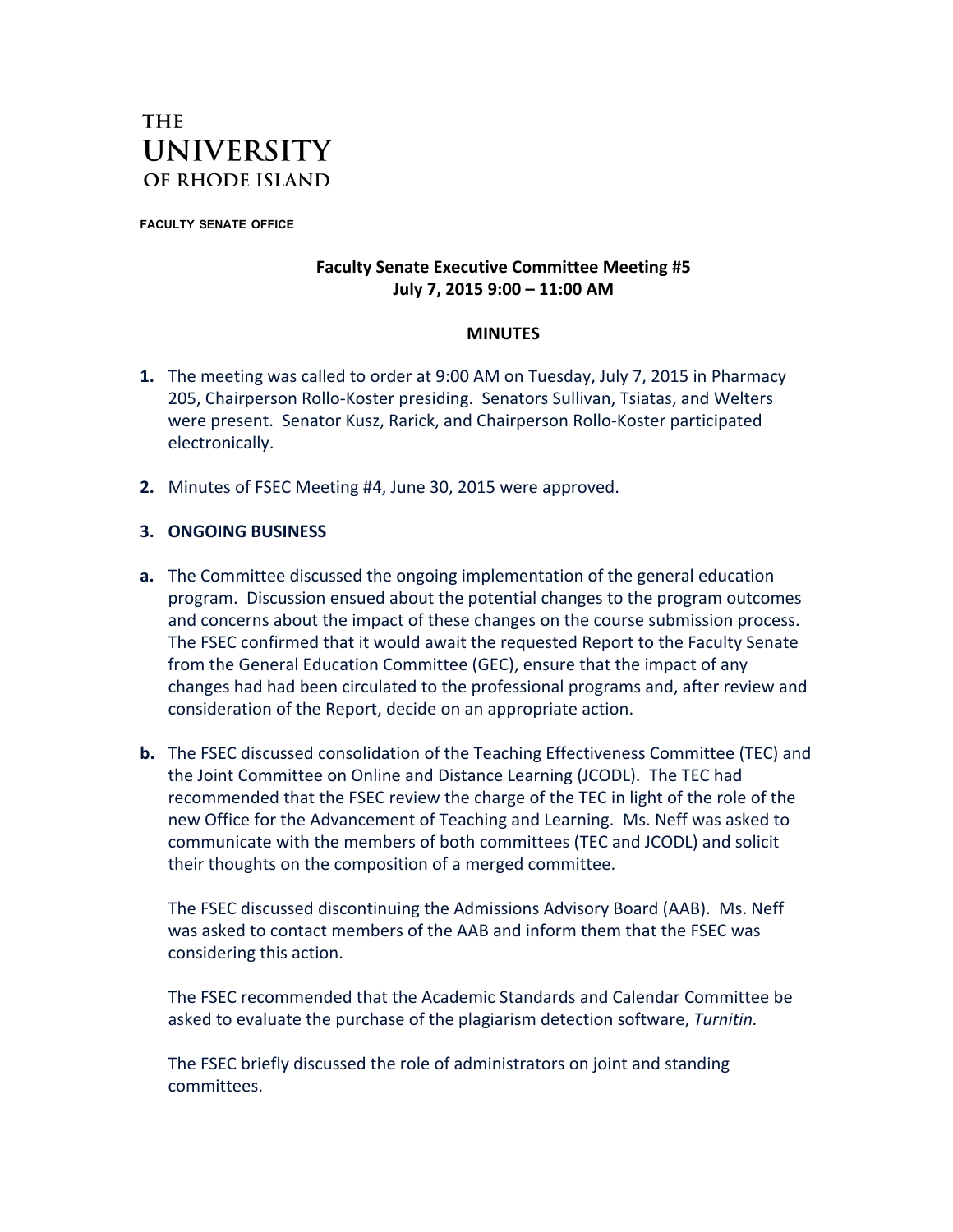THE
UNIVERSITY
OF RHODE ISLAND

FACULTY SENATE OFFICE

**Faculty Senate Executive Committee Meeting #5**
**July 7, 2015 9:00 – 11:00 AM**

**MINUTES**

**1.** The meeting was called to order at 9:00 AM on Tuesday, July 7, 2015 in Pharmacy 205, Chairperson Rollo-Koster presiding. Senators Sullivan, Tsiatas, and Welters were present. Senator Kusz, Rarick, and Chairperson Rollo-Koster participated electronically.

**2.** Minutes of FSEC Meeting #4, June 30, 2015 were approved.

**3. ONGOING BUSINESS**

**a.** The Committee discussed the ongoing implementation of the general education program. Discussion ensued about the potential changes to the program outcomes and concerns about the impact of these changes on the course submission process. The FSEC confirmed that it would await the requested Report to the Faculty Senate from the General Education Committee (GEC), ensure that the impact of any changes had had been circulated to the professional programs and, after review and consideration of the Report, decide on an appropriate action.

**b.** The FSEC discussed consolidation of the Teaching Effectiveness Committee (TEC) and the Joint Committee on Online and Distance Learning (JCODL). The TEC had recommended that the FSEC review the charge of the TEC in light of the role of the new Office for the Advancement of Teaching and Learning. Ms. Neff was asked to communicate with the members of both committees (TEC and JCODL) and solicit their thoughts on the composition of a merged committee.

The FSEC discussed discontinuing the Admissions Advisory Board (AAB). Ms. Neff was asked to contact members of the AAB and inform them that the FSEC was considering this action.

The FSEC recommended that the Academic Standards and Calendar Committee be asked to evaluate the purchase of the plagiarism detection software, *Turnitin.*

The FSEC briefly discussed the role of administrators on joint and standing committees.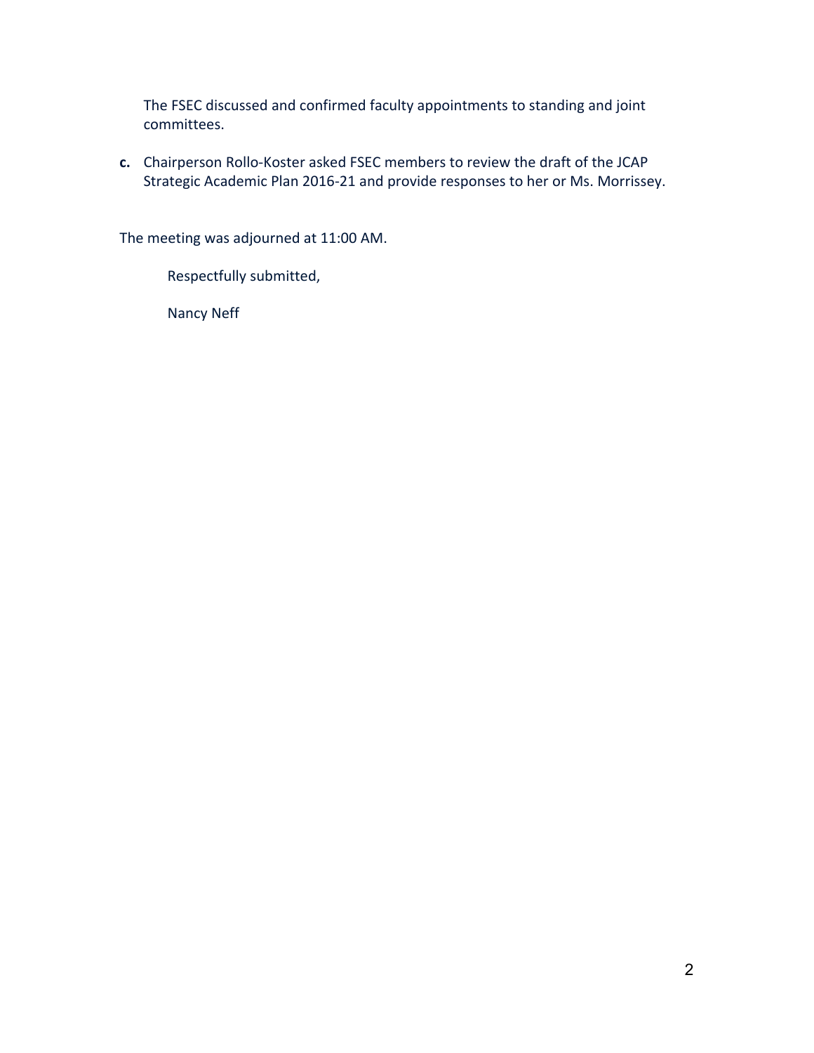The FSEC discussed and confirmed faculty appointments to standing and joint committees.

**c.** Chairperson Rollo-Koster asked FSEC members to review the draft of the JCAP Strategic Academic Plan 2016-21 and provide responses to her or Ms. Morrissey.

The meeting was adjourned at 11:00 AM.

Respectfully submitted,

Nancy Neff